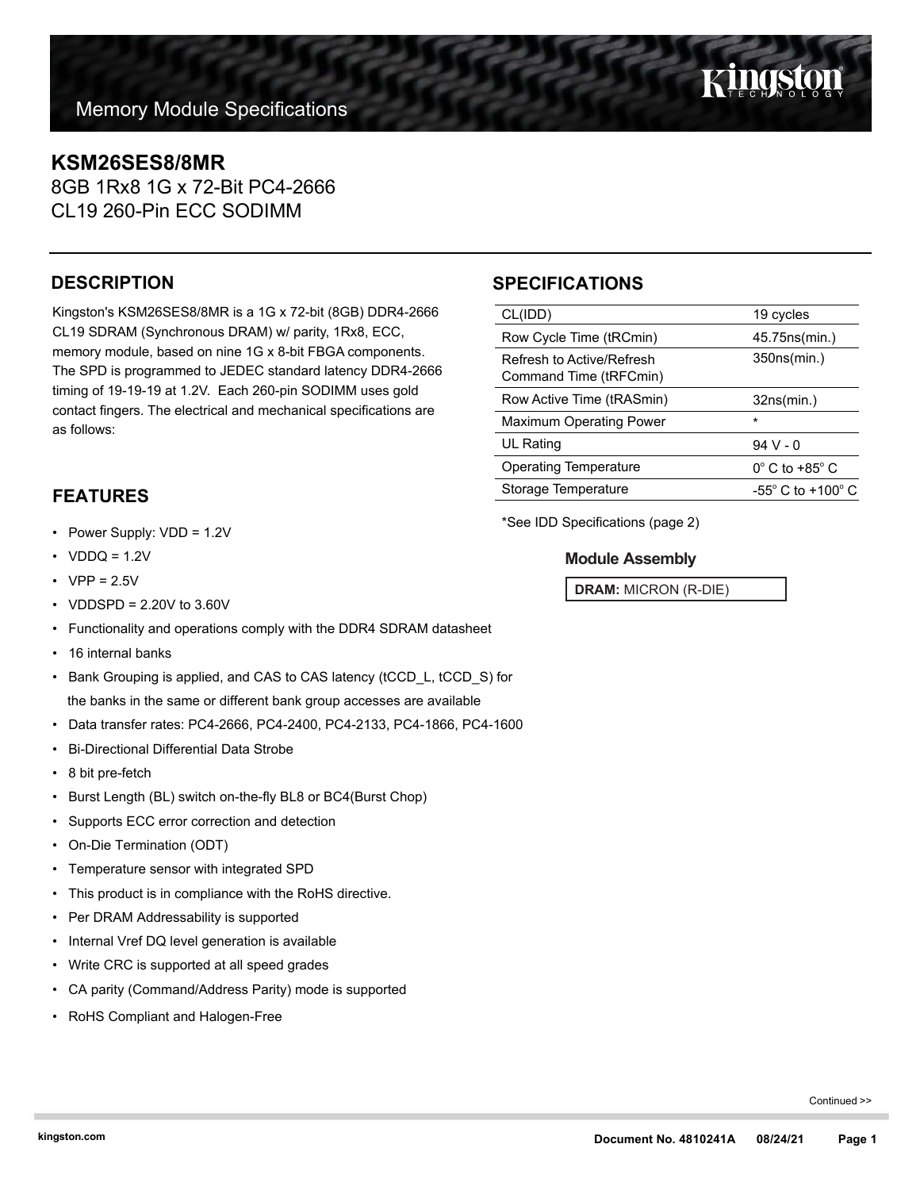Memory Module Specifications

# KSM26SES8/8MR

8GB 1Rx8 1G x 72-Bit PC4-2666
CL19 260-Pin ECC SODIMM

## DESCRIPTION

Kingston's KSM26SES8/8MR is a 1G x 72-bit (8GB) DDR4-2666 CL19 SDRAM (Synchronous DRAM) w/ parity, 1Rx8, ECC, memory module, based on nine 1G x 8-bit FBGA components. The SPD is programmed to JEDEC standard latency DDR4-2666 timing of 19-19-19 at 1.2V. Each 260-pin SODIMM uses gold contact fingers. The electrical and mechanical specifications are as follows:

## SPECIFICATIONS

| | |
|---|---|
| CL(IDD) | 19 cycles |
| Row Cycle Time (tRCmin) | 45.75ns(min.) |
| Refresh to Active/Refresh Command Time (tRFCmin) | 350ns(min.) |
| Row Active Time (tRASmin) | 32ns(min.) |
| Maximum Operating Power | * |
| UL Rating | 94 V - 0 |
| Operating Temperature | 0° C to +85° C |
| Storage Temperature | -55° C to +100° C |

*See IDD Specifications (page 2)

### Module Assembly

**DRAM:** MICRON (R-DIE)

## FEATURES

- Power Supply: VDD = 1.2V
- VDDQ = 1.2V
- VPP = 2.5V
- VDDSPD = 2.20V to 3.60V
- Functionality and operations comply with the DDR4 SDRAM datasheet
- 16 internal banks
- Bank Grouping is applied, and CAS to CAS latency (tCCD_L, tCCD_S) for the banks in the same or different bank group accesses are available
- Data transfer rates: PC4-2666, PC4-2400, PC4-2133, PC4-1866, PC4-1600
- Bi-Directional Differential Data Strobe
- 8 bit pre-fetch
- Burst Length (BL) switch on-the-fly BL8 or BC4(Burst Chop)
- Supports ECC error correction and detection
- On-Die Termination (ODT)
- Temperature sensor with integrated SPD
- This product is in compliance with the RoHS directive.
- Per DRAM Addressability is supported
- Internal Vref DQ level generation is available
- Write CRC is supported at all speed grades
- CA parity (Command/Address Parity) mode is supported
- RoHS Compliant and Halogen-Free

Continued >>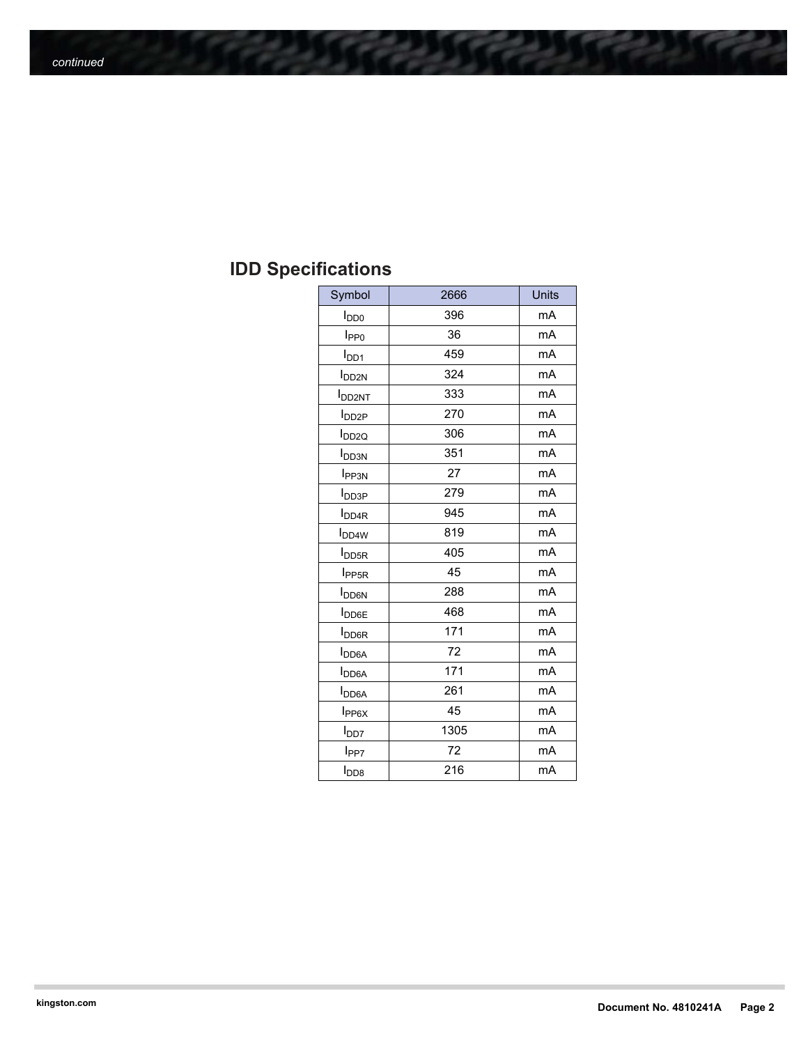## IDD Specifications

| Symbol | 2666 | Units |
|---|---|---|
| $I_{DD0}$ | 396 | mA |
| $I_{PP0}$ | 36 | mA |
| $I_{DD1}$ | 459 | mA |
| $I_{DD2N}$ | 324 | mA |
| $I_{DD2NT}$ | 333 | mA |
| $I_{DD2P}$ | 270 | mA |
| $I_{DD2Q}$ | 306 | mA |
| $I_{DD3N}$ | 351 | mA |
| $I_{PP3N}$ | 27 | mA |
| $I_{DD3P}$ | 279 | mA |
| $I_{DD4R}$ | 945 | mA |
| $I_{DD4W}$ | 819 | mA |
| $I_{DD5R}$ | 405 | mA |
| $I_{PP5R}$ | 45 | mA |
| $I_{DD6N}$ | 288 | mA |
| $I_{DD6E}$ | 468 | mA |
| $I_{DD6R}$ | 171 | mA |
| $I_{DD6A}$ | 72 | mA |
| $I_{DD6A}$ | 171 | mA |
| $I_{DD6A}$ | 261 | mA |
| $I_{PP6X}$ | 45 | mA |
| $I_{DD7}$ | 1305 | mA |
| $I_{PP7}$ | 72 | mA |
| $I_{DD8}$ | 216 | mA |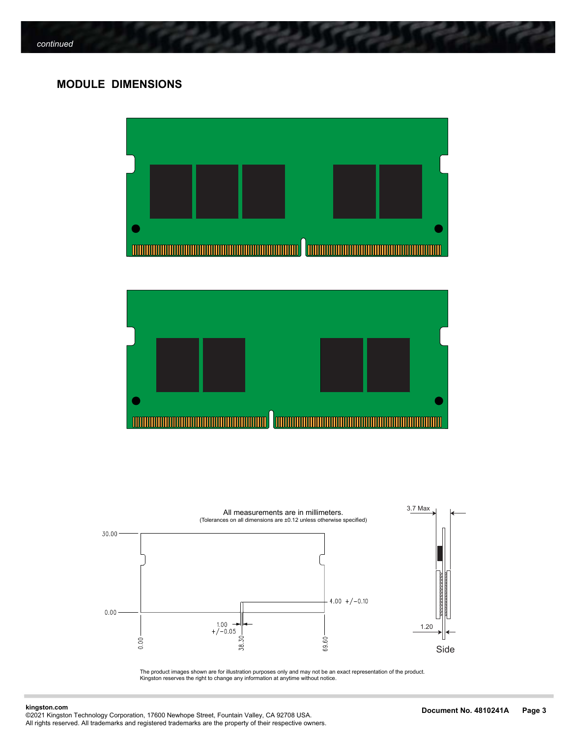## MODULE DIMENSIONS

All measurements are in millimeters.
(Tolerances on all dimensions are ±0.12 unless otherwise specified)

30.00
0.00
4.00 +/−0.10
1.00
+/−0.05
0.00
38.30
69.60

3.7 Max
1.20
Side

The product images shown are for illustration purposes only and may not be an exact representation of the product.
Kingston reserves the right to change any information at anytime without notice.

**kingston.com**
©2021 Kingston Technology Corporation, 17600 Newhope Street, Fountain Valley, CA 92708 USA.
All rights reserved. All trademarks and registered trademarks are the property of their respective owners.

**Document No. 4810241A**